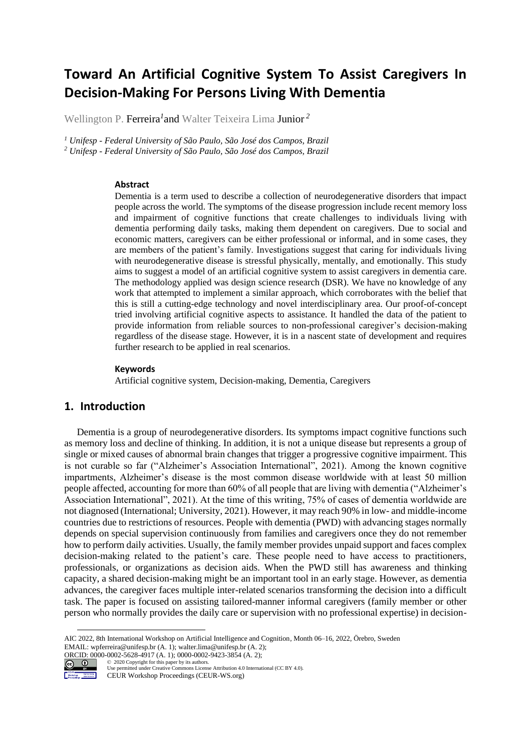# Toward An Artificial Cognitive System To Assist Caregivers In Decision-Making For Persons Living With Dementia

Wellington P. Ferreira[1] and Walter Teixeira Lima Junior[2]

[1] *Unifesp - Federal University of São Paulo, São José dos Campos, Brazil*
[2] *Unifesp - Federal University of São Paulo, São José dos Campos, Brazil*

### Abstract

Dementia is a term used to describe a collection of neurodegenerative disorders that impact people across the world. The symptoms of the disease progression include recent memory loss and impairment of cognitive functions that create challenges to individuals living with dementia performing daily tasks, making them dependent on caregivers. Due to social and economic matters, caregivers can be either professional or informal, and in some cases, they are members of the patient's family. Investigations suggest that caring for individuals living with neurodegenerative disease is stressful physically, mentally, and emotionally. This study aims to suggest a model of an artificial cognitive system to assist caregivers in dementia care. The methodology applied was design science research (DSR). We have no knowledge of any work that attempted to implement a similar approach, which corroborates with the belief that this is still a cutting-edge technology and novel interdisciplinary area. Our proof-of-concept tried involving artificial cognitive aspects to assistance. It handled the data of the patient to provide information from reliable sources to non-professional caregiver's decision-making regardless of the disease stage. However, it is in a nascent state of development and requires further research to be applied in real scenarios.

### Keywords

Artificial cognitive system, Decision-making, Dementia, Caregivers

## 1. Introduction

Dementia is a group of neurodegenerative disorders. Its symptoms impact cognitive functions such as memory loss and decline of thinking. In addition, it is not a unique disease but represents a group of single or mixed causes of abnormal brain changes that trigger a progressive cognitive impairment. This is not curable so far ("Alzheimer's Association International", 2021). Among the known cognitive impartments, Alzheimer's disease is the most common disease worldwide with at least 50 million people affected, accounting for more than 60% of all people that are living with dementia ("Alzheimer's Association International", 2021). At the time of this writing, 75% of cases of dementia worldwide are not diagnosed (International; University, 2021). However, it may reach 90% in low- and middle-income countries due to restrictions of resources. People with dementia (PWD) with advancing stages normally depends on special supervision continuously from families and caregivers once they do not remember how to perform daily activities. Usually, the family member provides unpaid support and faces complex decision-making related to the patient's care. These people need to have access to practitioners, professionals, or organizations as decision aids. When the PWD still has awareness and thinking capacity, a shared decision-making might be an important tool in an early stage. However, as dementia advances, the caregiver faces multiple inter-related scenarios transforming the decision into a difficult task. The paper is focused on assisting tailored-manner informal caregivers (family member or other person who normally provides the daily care or supervision with no professional expertise) in decision-

---

AIC 2022, 8th International Workshop on Artificial Intelligence and Cognition, Month 06–16, 2022, Örebro, Sweden
EMAIL: wpferreira@unifesp.br (A. 1); walter.lima@unifesp.br (A. 2);
ORCID: 0000-0002-5628-4917 (A. 1); 0000-0002-9423-3854 (A. 2);
© 2020 Copyright for this paper by its authors.
Use permitted under Creative Commons License Attribution 4.0 International (CC BY 4.0).
CEUR Workshop Proceedings (CEUR-WS.org)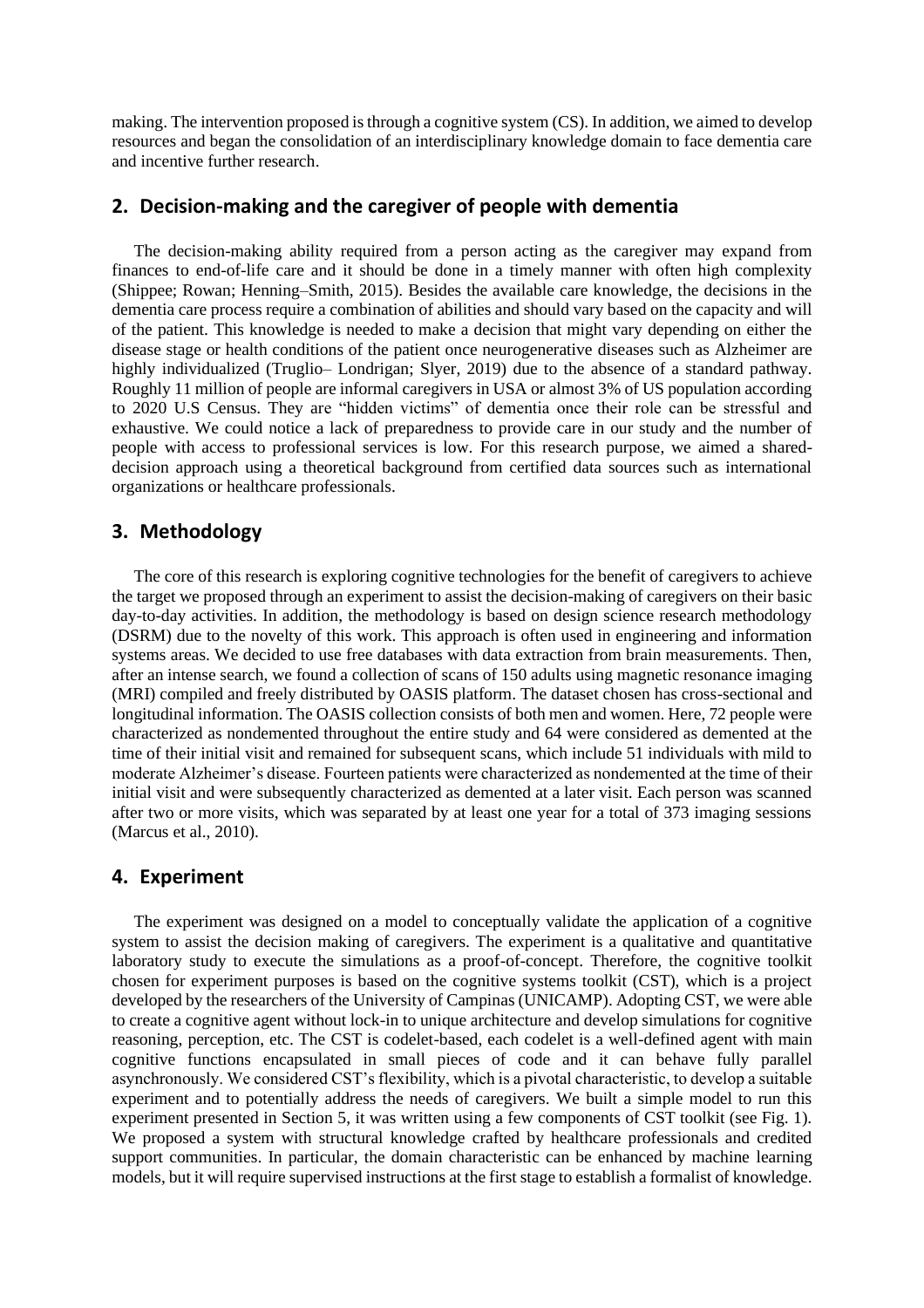making. The intervention proposed is through a cognitive system (CS). In addition, we aimed to develop resources and began the consolidation of an interdisciplinary knowledge domain to face dementia care and incentive further research.

## 2. Decision-making and the caregiver of people with dementia

The decision-making ability required from a person acting as the caregiver may expand from finances to end-of-life care and it should be done in a timely manner with often high complexity (Shippee; Rowan; Henning–Smith, 2015). Besides the available care knowledge, the decisions in the dementia care process require a combination of abilities and should vary based on the capacity and will of the patient. This knowledge is needed to make a decision that might vary depending on either the disease stage or health conditions of the patient once neurogenerative diseases such as Alzheimer are highly individualized (Truglio– Londrigan; Slyer, 2019) due to the absence of a standard pathway. Roughly 11 million of people are informal caregivers in USA or almost 3% of US population according to 2020 U.S Census. They are "hidden victims" of dementia once their role can be stressful and exhaustive. We could notice a lack of preparedness to provide care in our study and the number of people with access to professional services is low. For this research purpose, we aimed a shared-decision approach using a theoretical background from certified data sources such as international organizations or healthcare professionals.

## 3. Methodology

The core of this research is exploring cognitive technologies for the benefit of caregivers to achieve the target we proposed through an experiment to assist the decision-making of caregivers on their basic day-to-day activities. In addition, the methodology is based on design science research methodology (DSRM) due to the novelty of this work. This approach is often used in engineering and information systems areas. We decided to use free databases with data extraction from brain measurements. Then, after an intense search, we found a collection of scans of 150 adults using magnetic resonance imaging (MRI) compiled and freely distributed by OASIS platform. The dataset chosen has cross-sectional and longitudinal information. The OASIS collection consists of both men and women. Here, 72 people were characterized as nondemented throughout the entire study and 64 were considered as demented at the time of their initial visit and remained for subsequent scans, which include 51 individuals with mild to moderate Alzheimer's disease. Fourteen patients were characterized as nondemented at the time of their initial visit and were subsequently characterized as demented at a later visit. Each person was scanned after two or more visits, which was separated by at least one year for a total of 373 imaging sessions (Marcus et al., 2010).

## 4. Experiment

The experiment was designed on a model to conceptually validate the application of a cognitive system to assist the decision making of caregivers. The experiment is a qualitative and quantitative laboratory study to execute the simulations as a proof-of-concept. Therefore, the cognitive toolkit chosen for experiment purposes is based on the cognitive systems toolkit (CST), which is a project developed by the researchers of the University of Campinas (UNICAMP). Adopting CST, we were able to create a cognitive agent without lock-in to unique architecture and develop simulations for cognitive reasoning, perception, etc. The CST is codelet-based, each codelet is a well-defined agent with main cognitive functions encapsulated in small pieces of code and it can behave fully parallel asynchronously. We considered CST's flexibility, which is a pivotal characteristic, to develop a suitable experiment and to potentially address the needs of caregivers. We built a simple model to run this experiment presented in Section 5, it was written using a few components of CST toolkit (see Fig. 1). We proposed a system with structural knowledge crafted by healthcare professionals and credited support communities. In particular, the domain characteristic can be enhanced by machine learning models, but it will require supervised instructions at the first stage to establish a formalist of knowledge.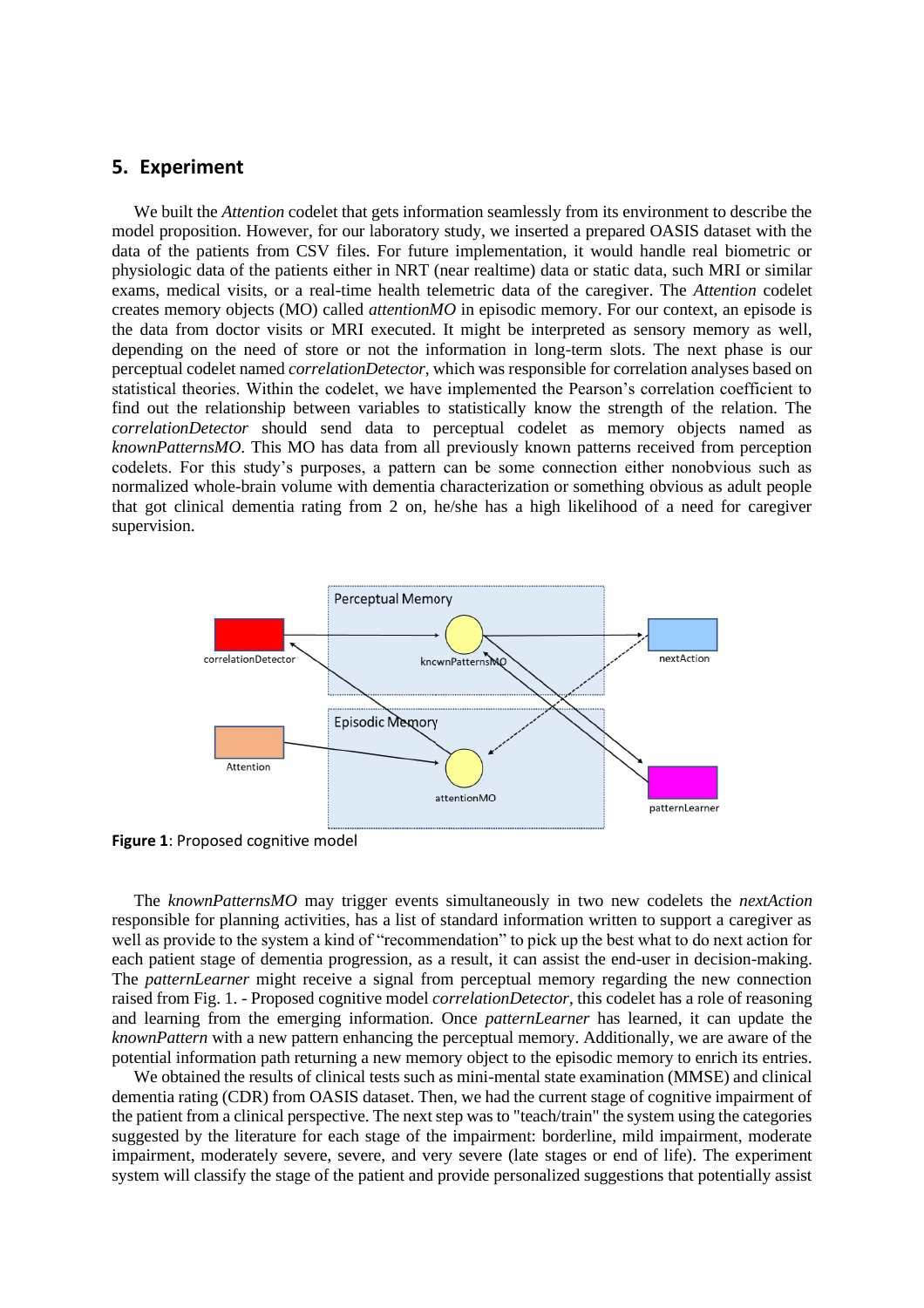## 5. Experiment

We built the *Attention* codelet that gets information seamlessly from its environment to describe the model proposition. However, for our laboratory study, we inserted a prepared OASIS dataset with the data of the patients from CSV files. For future implementation, it would handle real biometric or physiologic data of the patients either in NRT (near realtime) data or static data, such MRI or similar exams, medical visits, or a real-time health telemetric data of the caregiver. The *Attention* codelet creates memory objects (MO) called *attentionMO* in episodic memory. For our context, an episode is the data from doctor visits or MRI executed. It might be interpreted as sensory memory as well, depending on the need of store or not the information in long-term slots. The next phase is our perceptual codelet named *correlationDetector*, which was responsible for correlation analyses based on statistical theories. Within the codelet, we have implemented the Pearson's correlation coefficient to find out the relationship between variables to statistically know the strength of the relation. The *correlationDetector* should send data to perceptual codelet as memory objects named as *knownPatternsMO*. This MO has data from all previously known patterns received from perception codelets. For this study's purposes, a pattern can be some connection either nonobvious such as normalized whole-brain volume with dementia characterization or something obvious as adult people that got clinical dementia rating from 2 on, he/she has a high likelihood of a need for caregiver supervision.

**Figure 1**: Proposed cognitive model

The *knownPatternsMO* may trigger events simultaneously in two new codelets the *nextAction* responsible for planning activities, has a list of standard information written to support a caregiver as well as provide to the system a kind of "recommendation" to pick up the best what to do next action for each patient stage of dementia progression, as a result, it can assist the end-user in decision-making. The *patternLearner* might receive a signal from perceptual memory regarding the new connection raised from Fig. 1. - Proposed cognitive model *correlationDetector*, this codelet has a role of reasoning and learning from the emerging information. Once *patternLearner* has learned, it can update the *knownPattern* with a new pattern enhancing the perceptual memory. Additionally, we are aware of the potential information path returning a new memory object to the episodic memory to enrich its entries.

We obtained the results of clinical tests such as mini-mental state examination (MMSE) and clinical dementia rating (CDR) from OASIS dataset. Then, we had the current stage of cognitive impairment of the patient from a clinical perspective. The next step was to "teach/train" the system using the categories suggested by the literature for each stage of the impairment: borderline, mild impairment, moderate impairment, moderately severe, severe, and very severe (late stages or end of life). The experiment system will classify the stage of the patient and provide personalized suggestions that potentially assist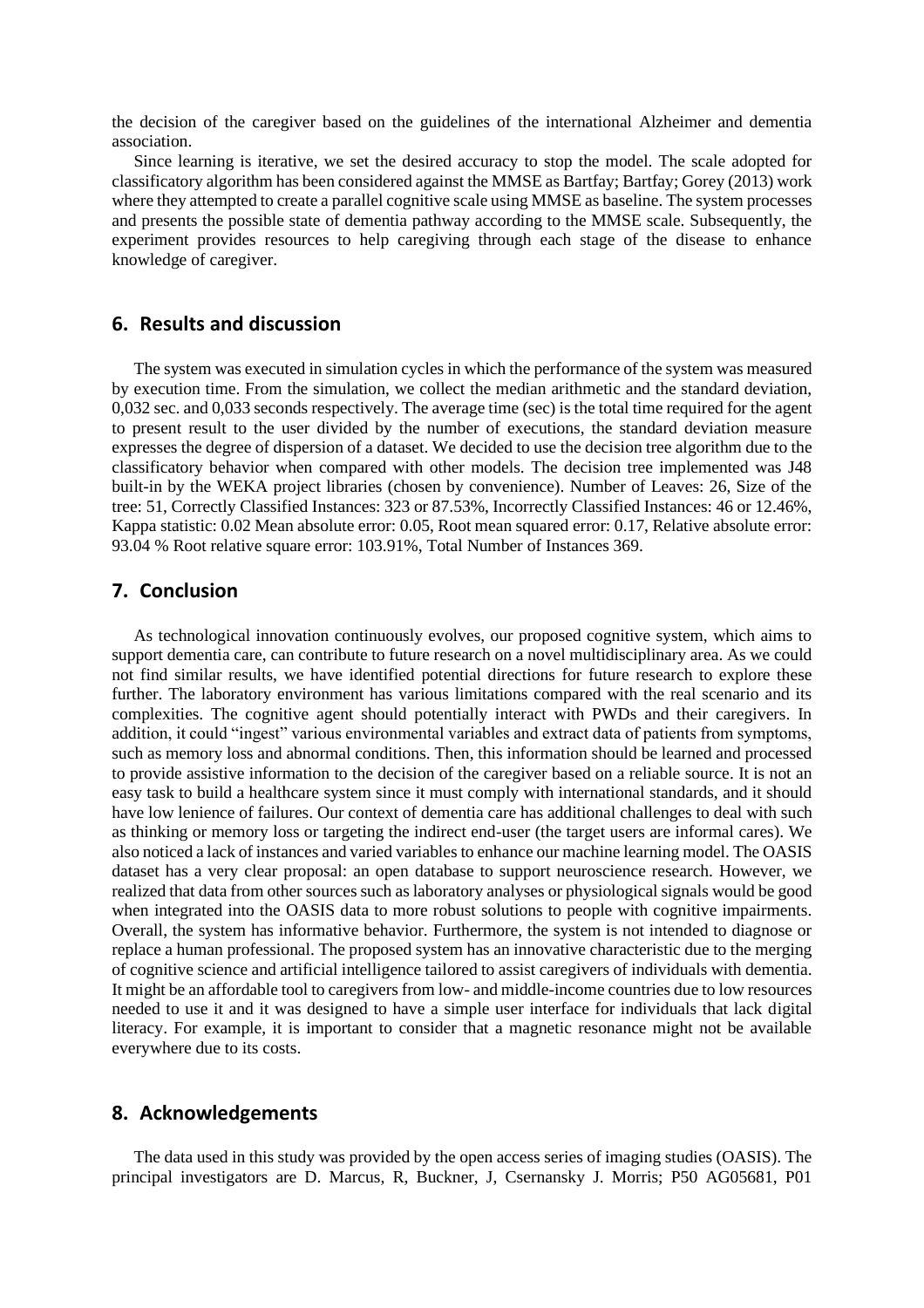the decision of the caregiver based on the guidelines of the international Alzheimer and dementia association.

Since learning is iterative, we set the desired accuracy to stop the model. The scale adopted for classificatory algorithm has been considered against the MMSE as Bartfay; Bartfay; Gorey (2013) work where they attempted to create a parallel cognitive scale using MMSE as baseline. The system processes and presents the possible state of dementia pathway according to the MMSE scale. Subsequently, the experiment provides resources to help caregiving through each stage of the disease to enhance knowledge of caregiver.

## 6. Results and discussion

The system was executed in simulation cycles in which the performance of the system was measured by execution time. From the simulation, we collect the median arithmetic and the standard deviation, 0,032 sec. and 0,033 seconds respectively. The average time (sec) is the total time required for the agent to present result to the user divided by the number of executions, the standard deviation measure expresses the degree of dispersion of a dataset. We decided to use the decision tree algorithm due to the classificatory behavior when compared with other models. The decision tree implemented was J48 built-in by the WEKA project libraries (chosen by convenience). Number of Leaves: 26, Size of the tree: 51, Correctly Classified Instances: 323 or 87.53%, Incorrectly Classified Instances: 46 or 12.46%, Kappa statistic: 0.02 Mean absolute error: 0.05, Root mean squared error: 0.17, Relative absolute error: 93.04 % Root relative square error: 103.91%, Total Number of Instances 369.

## 7. Conclusion

As technological innovation continuously evolves, our proposed cognitive system, which aims to support dementia care, can contribute to future research on a novel multidisciplinary area. As we could not find similar results, we have identified potential directions for future research to explore these further. The laboratory environment has various limitations compared with the real scenario and its complexities. The cognitive agent should potentially interact with PWDs and their caregivers. In addition, it could "ingest" various environmental variables and extract data of patients from symptoms, such as memory loss and abnormal conditions. Then, this information should be learned and processed to provide assistive information to the decision of the caregiver based on a reliable source. It is not an easy task to build a healthcare system since it must comply with international standards, and it should have low lenience of failures. Our context of dementia care has additional challenges to deal with such as thinking or memory loss or targeting the indirect end-user (the target users are informal cares). We also noticed a lack of instances and varied variables to enhance our machine learning model. The OASIS dataset has a very clear proposal: an open database to support neuroscience research. However, we realized that data from other sources such as laboratory analyses or physiological signals would be good when integrated into the OASIS data to more robust solutions to people with cognitive impairments. Overall, the system has informative behavior. Furthermore, the system is not intended to diagnose or replace a human professional. The proposed system has an innovative characteristic due to the merging of cognitive science and artificial intelligence tailored to assist caregivers of individuals with dementia. It might be an affordable tool to caregivers from low- and middle-income countries due to low resources needed to use it and it was designed to have a simple user interface for individuals that lack digital literacy. For example, it is important to consider that a magnetic resonance might not be available everywhere due to its costs.

## 8. Acknowledgements

The data used in this study was provided by the open access series of imaging studies (OASIS). The principal investigators are D. Marcus, R, Buckner, J, Csernansky J. Morris; P50 AG05681, P01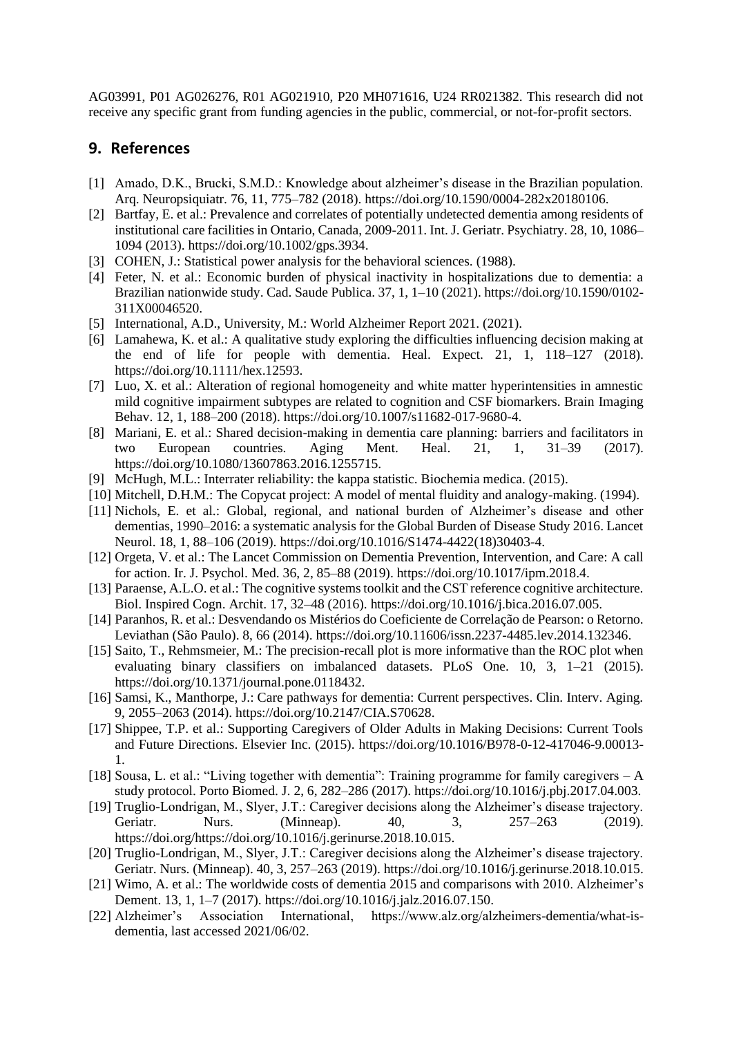AG03991, P01 AG026276, R01 AG021910, P20 MH071616, U24 RR021382. This research did not receive any specific grant from funding agencies in the public, commercial, or not-for-profit sectors.

## 9. References

[1] Amado, D.K., Brucki, S.M.D.: Knowledge about alzheimer's disease in the Brazilian population. Arq. Neuropsiquiatr. 76, 11, 775–782 (2018). https://doi.org/10.1590/0004-282x20180106.

[2] Bartfay, E. et al.: Prevalence and correlates of potentially undetected dementia among residents of institutional care facilities in Ontario, Canada, 2009-2011. Int. J. Geriatr. Psychiatry. 28, 10, 1086–1094 (2013). https://doi.org/10.1002/gps.3934.

[3] COHEN, J.: Statistical power analysis for the behavioral sciences. (1988).

[4] Feter, N. et al.: Economic burden of physical inactivity in hospitalizations due to dementia: a Brazilian nationwide study. Cad. Saude Publica. 37, 1, 1–10 (2021). https://doi.org/10.1590/0102-311X00046520.

[5] International, A.D., University, M.: World Alzheimer Report 2021. (2021).

[6] Lamahewa, K. et al.: A qualitative study exploring the difficulties influencing decision making at the end of life for people with dementia. Heal. Expect. 21, 1, 118–127 (2018). https://doi.org/10.1111/hex.12593.

[7] Luo, X. et al.: Alteration of regional homogeneity and white matter hyperintensities in amnestic mild cognitive impairment subtypes are related to cognition and CSF biomarkers. Brain Imaging Behav. 12, 1, 188–200 (2018). https://doi.org/10.1007/s11682-017-9680-4.

[8] Mariani, E. et al.: Shared decision-making in dementia care planning: barriers and facilitators in two European countries. Aging Ment. Heal. 21, 1, 31–39 (2017). https://doi.org/10.1080/13607863.2016.1255715.

[9] McHugh, M.L.: Interrater reliability: the kappa statistic. Biochemia medica. (2015).

[10] Mitchell, D.H.M.: The Copycat project: A model of mental fluidity and analogy-making. (1994).

[11] Nichols, E. et al.: Global, regional, and national burden of Alzheimer's disease and other dementias, 1990–2016: a systematic analysis for the Global Burden of Disease Study 2016. Lancet Neurol. 18, 1, 88–106 (2019). https://doi.org/10.1016/S1474-4422(18)30403-4.

[12] Orgeta, V. et al.: The Lancet Commission on Dementia Prevention, Intervention, and Care: A call for action. Ir. J. Psychol. Med. 36, 2, 85–88 (2019). https://doi.org/10.1017/ipm.2018.4.

[13] Paraense, A.L.O. et al.: The cognitive systems toolkit and the CST reference cognitive architecture. Biol. Inspired Cogn. Archit. 17, 32–48 (2016). https://doi.org/10.1016/j.bica.2016.07.005.

[14] Paranhos, R. et al.: Desvendando os Mistérios do Coeficiente de Correlação de Pearson: o Retorno. Leviathan (São Paulo). 8, 66 (2014). https://doi.org/10.11606/issn.2237-4485.lev.2014.132346.

[15] Saito, T., Rehmsmeier, M.: The precision-recall plot is more informative than the ROC plot when evaluating binary classifiers on imbalanced datasets. PLoS One. 10, 3, 1–21 (2015). https://doi.org/10.1371/journal.pone.0118432.

[16] Samsi, K., Manthorpe, J.: Care pathways for dementia: Current perspectives. Clin. Interv. Aging. 9, 2055–2063 (2014). https://doi.org/10.2147/CIA.S70628.

[17] Shippee, T.P. et al.: Supporting Caregivers of Older Adults in Making Decisions: Current Tools and Future Directions. Elsevier Inc. (2015). https://doi.org/10.1016/B978-0-12-417046-9.00013-1.

[18] Sousa, L. et al.: "Living together with dementia": Training programme for family caregivers – A study protocol. Porto Biomed. J. 2, 6, 282–286 (2017). https://doi.org/10.1016/j.pbj.2017.04.003.

[19] Truglio-Londrigan, M., Slyer, J.T.: Caregiver decisions along the Alzheimer's disease trajectory. Geriatr. Nurs. (Minneap). 40, 3, 257–263 (2019). https://doi.org/https://doi.org/10.1016/j.gerinurse.2018.10.015.

[20] Truglio-Londrigan, M., Slyer, J.T.: Caregiver decisions along the Alzheimer's disease trajectory. Geriatr. Nurs. (Minneap). 40, 3, 257–263 (2019). https://doi.org/10.1016/j.gerinurse.2018.10.015.

[21] Wimo, A. et al.: The worldwide costs of dementia 2015 and comparisons with 2010. Alzheimer's Dement. 13, 1, 1–7 (2017). https://doi.org/10.1016/j.jalz.2016.07.150.

[22] Alzheimer's Association International, https://www.alz.org/alzheimers-dementia/what-is-dementia, last accessed 2021/06/02.